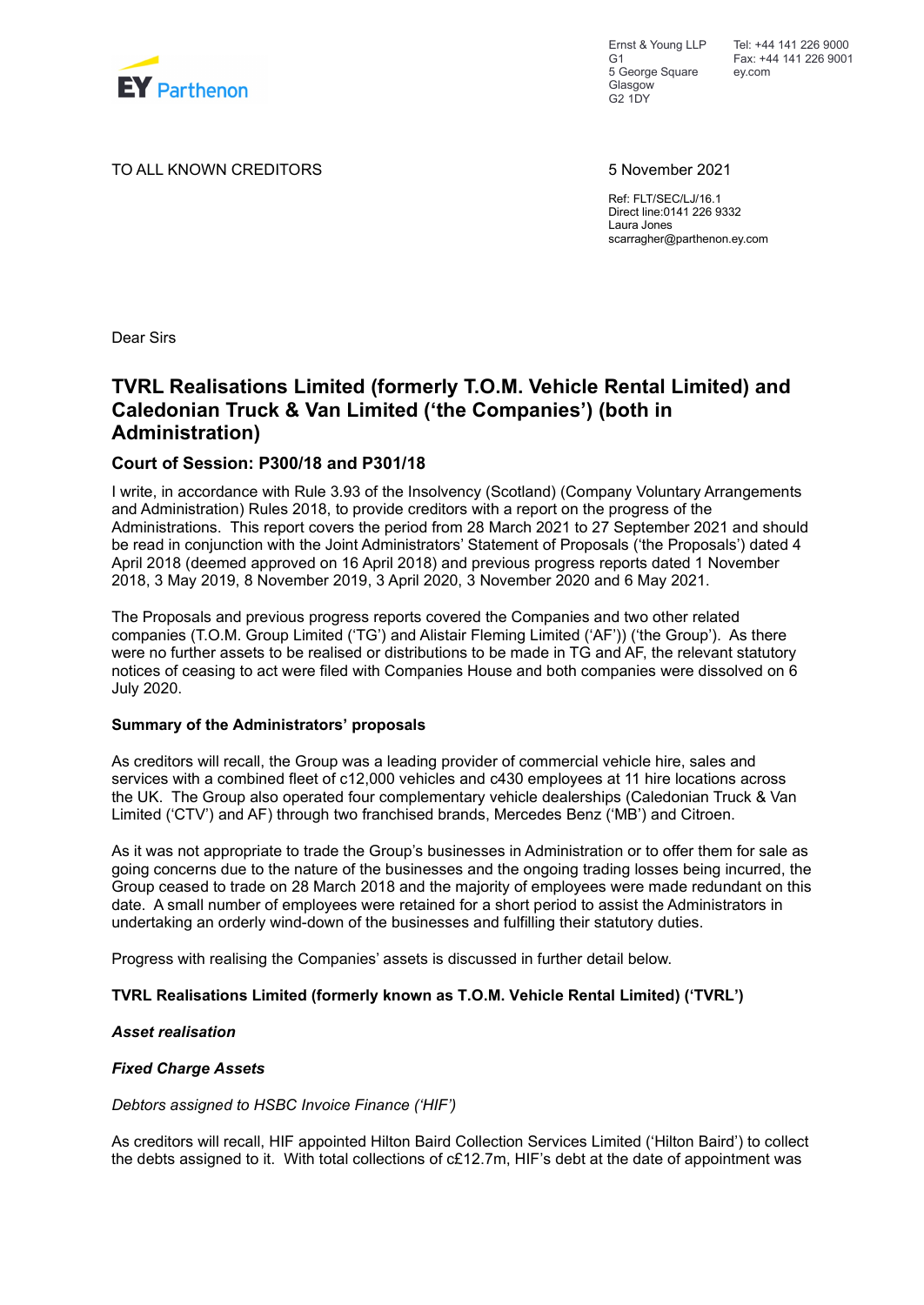EY Parthenon

Ernst & Young LLP
G1
5 George Square
Glasgow
G2 1DY

Tel: +44 141 226 9000
Fax: +44 141 226 9001
ey.com

TO ALL KNOWN CREDITORS

5 November 2021

Ref: FLT/SEC/LJ/16.1
Direct line:0141 226 9332
Laura Jones
scarragher@parthenon.ey.com

Dear Sirs

# TVRL Realisations Limited (formerly T.O.M. Vehicle Rental Limited) and Caledonian Truck & Van Limited ('the Companies') (both in Administration)

## Court of Session: P300/18 and P301/18

I write, in accordance with Rule 3.93 of the Insolvency (Scotland) (Company Voluntary Arrangements and Administration) Rules 2018, to provide creditors with a report on the progress of the Administrations. This report covers the period from 28 March 2021 to 27 September 2021 and should be read in conjunction with the Joint Administrators' Statement of Proposals ('the Proposals') dated 4 April 2018 (deemed approved on 16 April 2018) and previous progress reports dated 1 November 2018, 3 May 2019, 8 November 2019, 3 April 2020, 3 November 2020 and 6 May 2021.

The Proposals and previous progress reports covered the Companies and two other related companies (T.O.M. Group Limited ('TG') and Alistair Fleming Limited ('AF')) ('the Group'). As there were no further assets to be realised or distributions to be made in TG and AF, the relevant statutory notices of ceasing to act were filed with Companies House and both companies were dissolved on 6 July 2020.

**Summary of the Administrators' proposals**

As creditors will recall, the Group was a leading provider of commercial vehicle hire, sales and services with a combined fleet of c12,000 vehicles and c430 employees at 11 hire locations across the UK. The Group also operated four complementary vehicle dealerships (Caledonian Truck & Van Limited ('CTV') and AF) through two franchised brands, Mercedes Benz ('MB') and Citroen.

As it was not appropriate to trade the Group's businesses in Administration or to offer them for sale as going concerns due to the nature of the businesses and the ongoing trading losses being incurred, the Group ceased to trade on 28 March 2018 and the majority of employees were made redundant on this date. A small number of employees were retained for a short period to assist the Administrators in undertaking an orderly wind-down of the businesses and fulfilling their statutory duties.

Progress with realising the Companies' assets is discussed in further detail below.

**TVRL Realisations Limited (formerly known as T.O.M. Vehicle Rental Limited) ('TVRL')**

***Asset realisation***

***Fixed Charge Assets***

*Debtors assigned to HSBC Invoice Finance ('HIF')*

As creditors will recall, HIF appointed Hilton Baird Collection Services Limited ('Hilton Baird') to collect the debts assigned to it. With total collections of c£12.7m, HIF's debt at the date of appointment was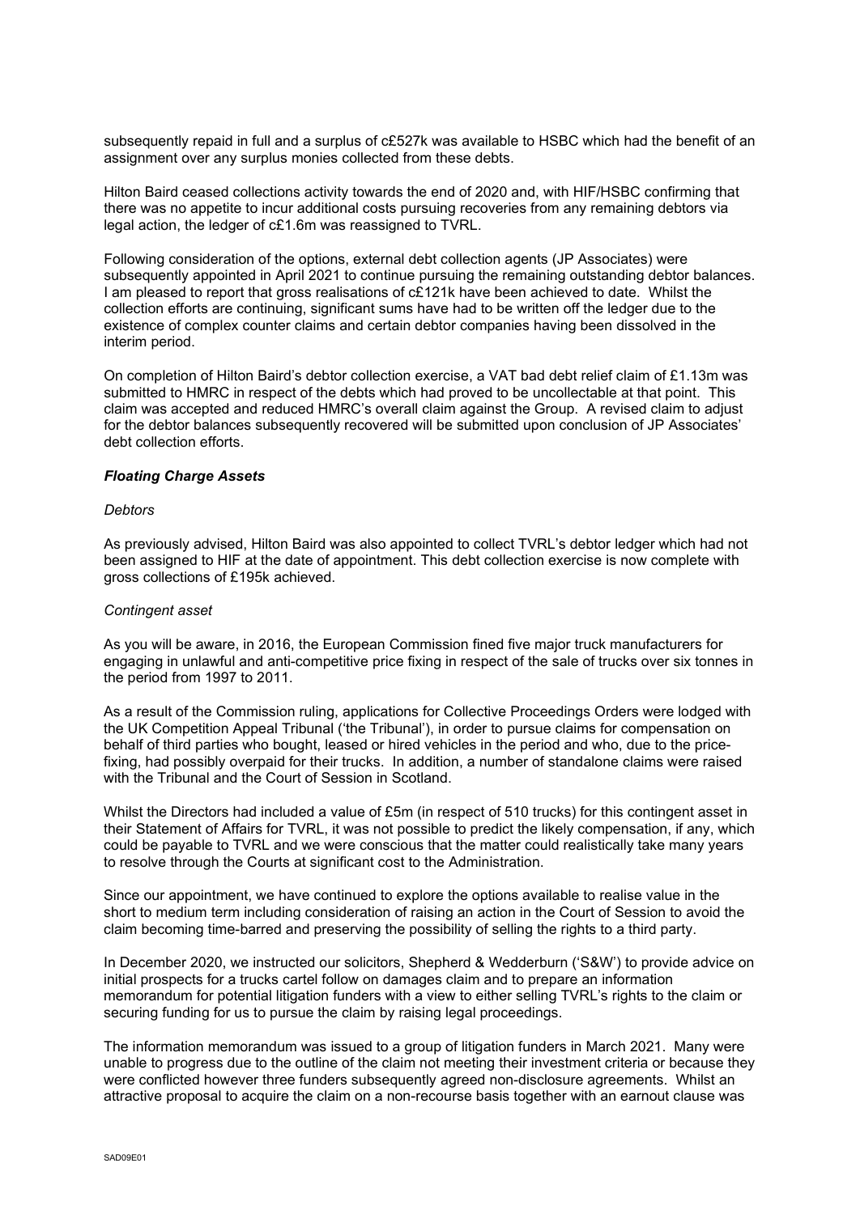subsequently repaid in full and a surplus of c£527k was available to HSBC which had the benefit of an assignment over any surplus monies collected from these debts.

Hilton Baird ceased collections activity towards the end of 2020 and, with HIF/HSBC confirming that there was no appetite to incur additional costs pursuing recoveries from any remaining debtors via legal action, the ledger of c£1.6m was reassigned to TVRL.

Following consideration of the options, external debt collection agents (JP Associates) were subsequently appointed in April 2021 to continue pursuing the remaining outstanding debtor balances. I am pleased to report that gross realisations of c£121k have been achieved to date. Whilst the collection efforts are continuing, significant sums have had to be written off the ledger due to the existence of complex counter claims and certain debtor companies having been dissolved in the interim period.

On completion of Hilton Baird's debtor collection exercise, a VAT bad debt relief claim of £1.13m was submitted to HMRC in respect of the debts which had proved to be uncollectable at that point. This claim was accepted and reduced HMRC's overall claim against the Group. A revised claim to adjust for the debtor balances subsequently recovered will be submitted upon conclusion of JP Associates' debt collection efforts.

### ***Floating Charge Assets***

*Debtors*

As previously advised, Hilton Baird was also appointed to collect TVRL's debtor ledger which had not been assigned to HIF at the date of appointment. This debt collection exercise is now complete with gross collections of £195k achieved.

*Contingent asset*

As you will be aware, in 2016, the European Commission fined five major truck manufacturers for engaging in unlawful and anti-competitive price fixing in respect of the sale of trucks over six tonnes in the period from 1997 to 2011.

As a result of the Commission ruling, applications for Collective Proceedings Orders were lodged with the UK Competition Appeal Tribunal ('the Tribunal'), in order to pursue claims for compensation on behalf of third parties who bought, leased or hired vehicles in the period and who, due to the price-fixing, had possibly overpaid for their trucks. In addition, a number of standalone claims were raised with the Tribunal and the Court of Session in Scotland.

Whilst the Directors had included a value of £5m (in respect of 510 trucks) for this contingent asset in their Statement of Affairs for TVRL, it was not possible to predict the likely compensation, if any, which could be payable to TVRL and we were conscious that the matter could realistically take many years to resolve through the Courts at significant cost to the Administration.

Since our appointment, we have continued to explore the options available to realise value in the short to medium term including consideration of raising an action in the Court of Session to avoid the claim becoming time-barred and preserving the possibility of selling the rights to a third party.

In December 2020, we instructed our solicitors, Shepherd & Wedderburn ('S&W') to provide advice on initial prospects for a trucks cartel follow on damages claim and to prepare an information memorandum for potential litigation funders with a view to either selling TVRL's rights to the claim or securing funding for us to pursue the claim by raising legal proceedings.

The information memorandum was issued to a group of litigation funders in March 2021. Many were unable to progress due to the outline of the claim not meeting their investment criteria or because they were conflicted however three funders subsequently agreed non-disclosure agreements. Whilst an attractive proposal to acquire the claim on a non-recourse basis together with an earnout clause was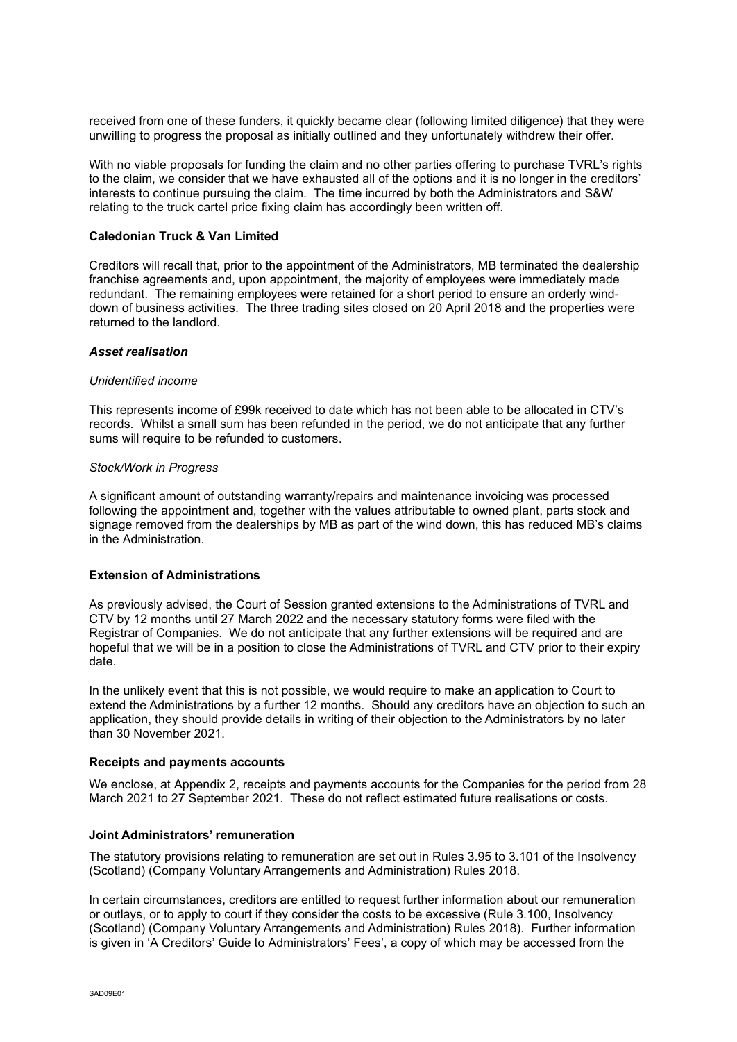received from one of these funders, it quickly became clear (following limited diligence) that they were unwilling to progress the proposal as initially outlined and they unfortunately withdrew their offer.

With no viable proposals for funding the claim and no other parties offering to purchase TVRL's rights to the claim, we consider that we have exhausted all of the options and it is no longer in the creditors' interests to continue pursuing the claim. The time incurred by both the Administrators and S&W relating to the truck cartel price fixing claim has accordingly been written off.

**Caledonian Truck & Van Limited**

Creditors will recall that, prior to the appointment of the Administrators, MB terminated the dealership franchise agreements and, upon appointment, the majority of employees were immediately made redundant. The remaining employees were retained for a short period to ensure an orderly wind-down of business activities. The three trading sites closed on 20 April 2018 and the properties were returned to the landlord.

***Asset realisation***

*Unidentified income*

This represents income of £99k received to date which has not been able to be allocated in CTV's records. Whilst a small sum has been refunded in the period, we do not anticipate that any further sums will require to be refunded to customers.

*Stock/Work in Progress*

A significant amount of outstanding warranty/repairs and maintenance invoicing was processed following the appointment and, together with the values attributable to owned plant, parts stock and signage removed from the dealerships by MB as part of the wind down, this has reduced MB's claims in the Administration.

**Extension of Administrations**

As previously advised, the Court of Session granted extensions to the Administrations of TVRL and CTV by 12 months until 27 March 2022 and the necessary statutory forms were filed with the Registrar of Companies. We do not anticipate that any further extensions will be required and are hopeful that we will be in a position to close the Administrations of TVRL and CTV prior to their expiry date.

In the unlikely event that this is not possible, we would require to make an application to Court to extend the Administrations by a further 12 months. Should any creditors have an objection to such an application, they should provide details in writing of their objection to the Administrators by no later than 30 November 2021.

**Receipts and payments accounts**

We enclose, at Appendix 2, receipts and payments accounts for the Companies for the period from 28 March 2021 to 27 September 2021. These do not reflect estimated future realisations or costs.

**Joint Administrators' remuneration**

The statutory provisions relating to remuneration are set out in Rules 3.95 to 3.101 of the Insolvency (Scotland) (Company Voluntary Arrangements and Administration) Rules 2018.

In certain circumstances, creditors are entitled to request further information about our remuneration or outlays, or to apply to court if they consider the costs to be excessive (Rule 3.100, Insolvency (Scotland) (Company Voluntary Arrangements and Administration) Rules 2018). Further information is given in 'A Creditors' Guide to Administrators' Fees', a copy of which may be accessed from the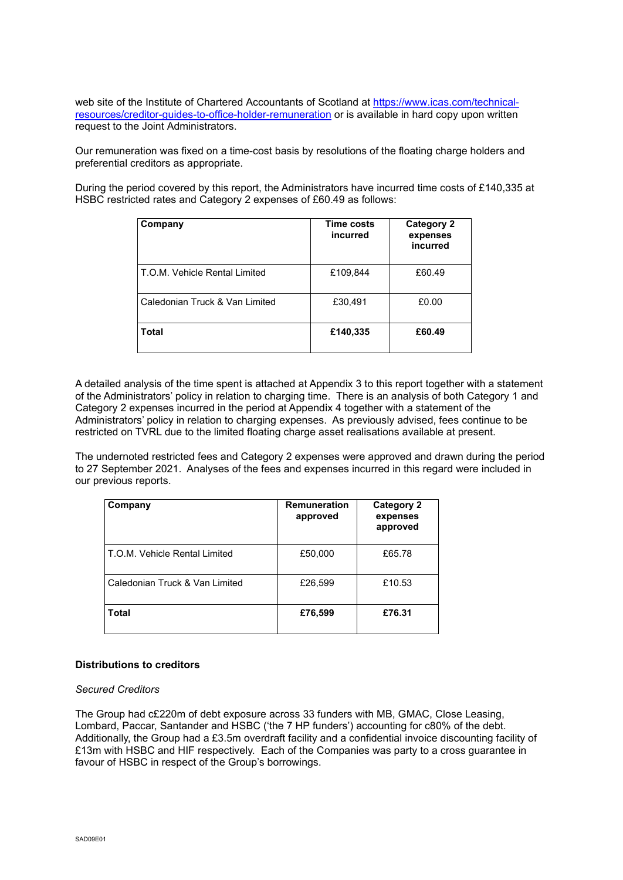web site of the Institute of Chartered Accountants of Scotland at [https://www.icas.com/technical-resources/creditor-guides-to-office-holder-remuneration](https://www.icas.com/technical-resources/creditor-guides-to-office-holder-remuneration) or is available in hard copy upon written request to the Joint Administrators.

Our remuneration was fixed on a time-cost basis by resolutions of the floating charge holders and preferential creditors as appropriate.

During the period covered by this report, the Administrators have incurred time costs of £140,335 at HSBC restricted rates and Category 2 expenses of £60.49 as follows:

| Company | Time costs incurred | Category 2 expenses incurred |
|---|---|---|
| T.O.M. Vehicle Rental Limited | £109,844 | £60.49 |
| Caledonian Truck & Van Limited | £30,491 | £0.00 |
| **Total** | **£140,335** | **£60.49** |

A detailed analysis of the time spent is attached at Appendix 3 to this report together with a statement of the Administrators' policy in relation to charging time. There is an analysis of both Category 1 and Category 2 expenses incurred in the period at Appendix 4 together with a statement of the Administrators' policy in relation to charging expenses. As previously advised, fees continue to be restricted on TVRL due to the limited floating charge asset realisations available at present.

The undernoted restricted fees and Category 2 expenses were approved and drawn during the period to 27 September 2021. Analyses of the fees and expenses incurred in this regard were included in our previous reports.

| Company | Remuneration approved | Category 2 expenses approved |
|---|---|---|
| T.O.M. Vehicle Rental Limited | £50,000 | £65.78 |
| Caledonian Truck & Van Limited | £26,599 | £10.53 |
| **Total** | **£76,599** | **£76.31** |

### Distributions to creditors

*Secured Creditors*

The Group had c£220m of debt exposure across 33 funders with MB, GMAC, Close Leasing, Lombard, Paccar, Santander and HSBC ('the 7 HP funders') accounting for c80% of the debt. Additionally, the Group had a £3.5m overdraft facility and a confidential invoice discounting facility of £13m with HSBC and HIF respectively. Each of the Companies was party to a cross guarantee in favour of HSBC in respect of the Group's borrowings.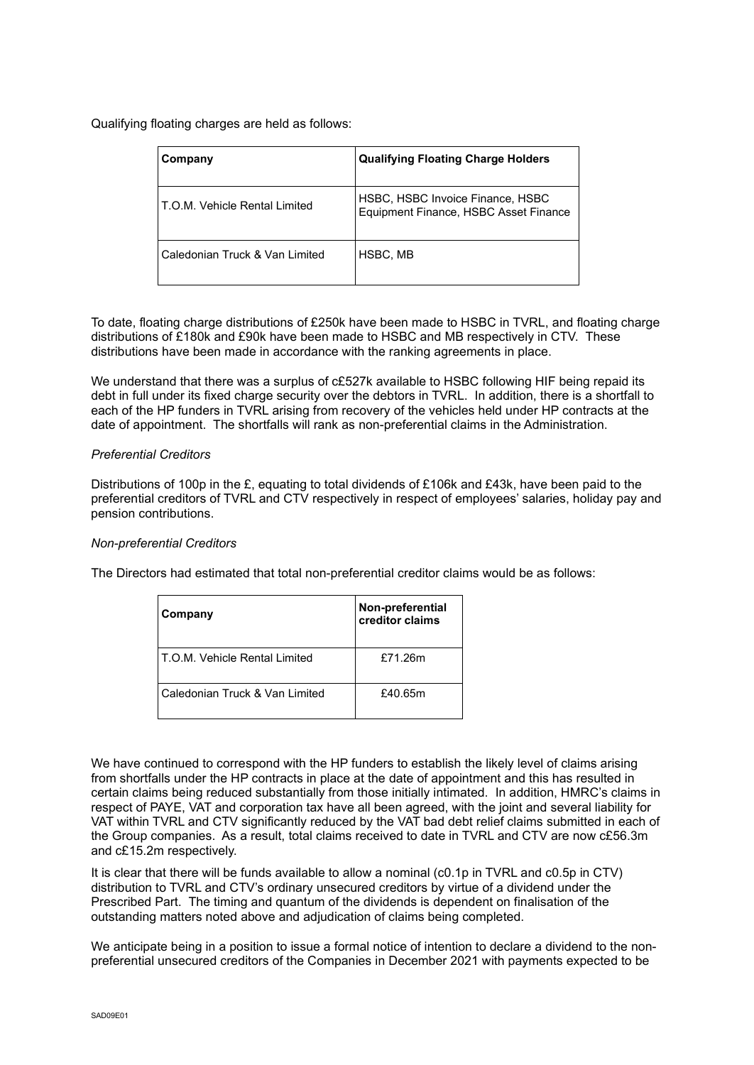Qualifying floating charges are held as follows:

| Company | Qualifying Floating Charge Holders |
|---|---|
| T.O.M. Vehicle Rental Limited | HSBC, HSBC Invoice Finance, HSBC Equipment Finance, HSBC Asset Finance |
| Caledonian Truck & Van Limited | HSBC, MB |

To date, floating charge distributions of £250k have been made to HSBC in TVRL, and floating charge distributions of £180k and £90k have been made to HSBC and MB respectively in CTV. These distributions have been made in accordance with the ranking agreements in place.

We understand that there was a surplus of c£527k available to HSBC following HIF being repaid its debt in full under its fixed charge security over the debtors in TVRL. In addition, there is a shortfall to each of the HP funders in TVRL arising from recovery of the vehicles held under HP contracts at the date of appointment. The shortfalls will rank as non-preferential claims in the Administration.

*Preferential Creditors*

Distributions of 100p in the £, equating to total dividends of £106k and £43k, have been paid to the preferential creditors of TVRL and CTV respectively in respect of employees' salaries, holiday pay and pension contributions.

*Non-preferential Creditors*

The Directors had estimated that total non-preferential creditor claims would be as follows:

| Company | Non-preferential creditor claims |
|---|---|
| T.O.M. Vehicle Rental Limited | £71.26m |
| Caledonian Truck & Van Limited | £40.65m |

We have continued to correspond with the HP funders to establish the likely level of claims arising from shortfalls under the HP contracts in place at the date of appointment and this has resulted in certain claims being reduced substantially from those initially intimated. In addition, HMRC's claims in respect of PAYE, VAT and corporation tax have all been agreed, with the joint and several liability for VAT within TVRL and CTV significantly reduced by the VAT bad debt relief claims submitted in each of the Group companies. As a result, total claims received to date in TVRL and CTV are now c£56.3m and c£15.2m respectively.

It is clear that there will be funds available to allow a nominal (c0.1p in TVRL and c0.5p in CTV) distribution to TVRL and CTV's ordinary unsecured creditors by virtue of a dividend under the Prescribed Part. The timing and quantum of the dividends is dependent on finalisation of the outstanding matters noted above and adjudication of claims being completed.

We anticipate being in a position to issue a formal notice of intention to declare a dividend to the non-preferential unsecured creditors of the Companies in December 2021 with payments expected to be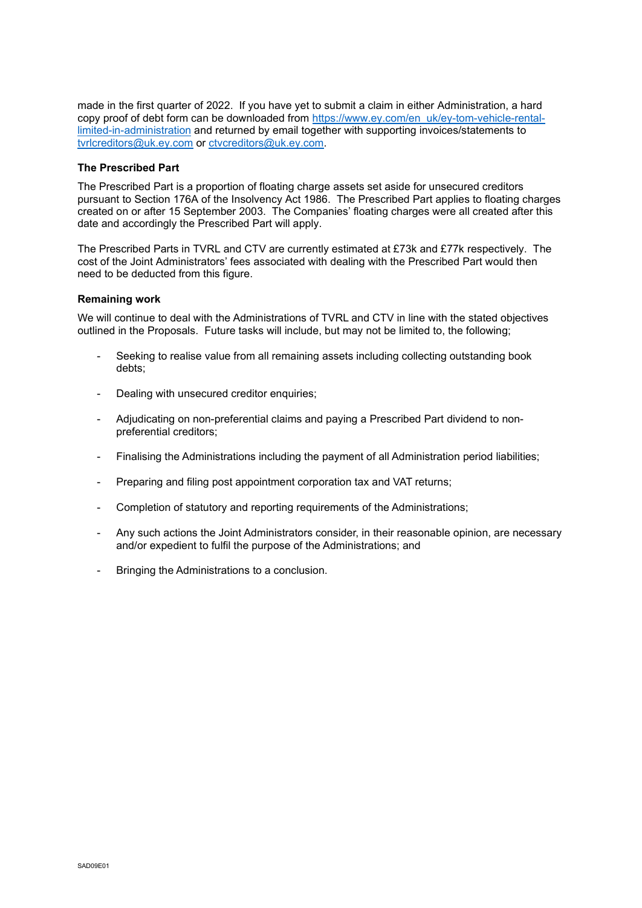made in the first quarter of 2022. If you have yet to submit a claim in either Administration, a hard copy proof of debt form can be downloaded from [https://www.ey.com/en_uk/ey-tom-vehicle-rental-limited-in-administration](https://www.ey.com/en_uk/ey-tom-vehicle-rental-limited-in-administration) and returned by email together with supporting invoices/statements to [tvrlcreditors@uk.ey.com](mailto:tvrlcreditors@uk.ey.com) or [ctvcreditors@uk.ey.com](mailto:ctvcreditors@uk.ey.com).

**The Prescribed Part**

The Prescribed Part is a proportion of floating charge assets set aside for unsecured creditors pursuant to Section 176A of the Insolvency Act 1986. The Prescribed Part applies to floating charges created on or after 15 September 2003. The Companies' floating charges were all created after this date and accordingly the Prescribed Part will apply.

The Prescribed Parts in TVRL and CTV are currently estimated at £73k and £77k respectively. The cost of the Joint Administrators' fees associated with dealing with the Prescribed Part would then need to be deducted from this figure.

**Remaining work**

We will continue to deal with the Administrations of TVRL and CTV in line with the stated objectives outlined in the Proposals. Future tasks will include, but may not be limited to, the following;

- Seeking to realise value from all remaining assets including collecting outstanding book debts;
- Dealing with unsecured creditor enquiries;
- Adjudicating on non-preferential claims and paying a Prescribed Part dividend to non-preferential creditors;
- Finalising the Administrations including the payment of all Administration period liabilities;
- Preparing and filing post appointment corporation tax and VAT returns;
- Completion of statutory and reporting requirements of the Administrations;
- Any such actions the Joint Administrators consider, in their reasonable opinion, are necessary and/or expedient to fulfil the purpose of the Administrations; and
- Bringing the Administrations to a conclusion.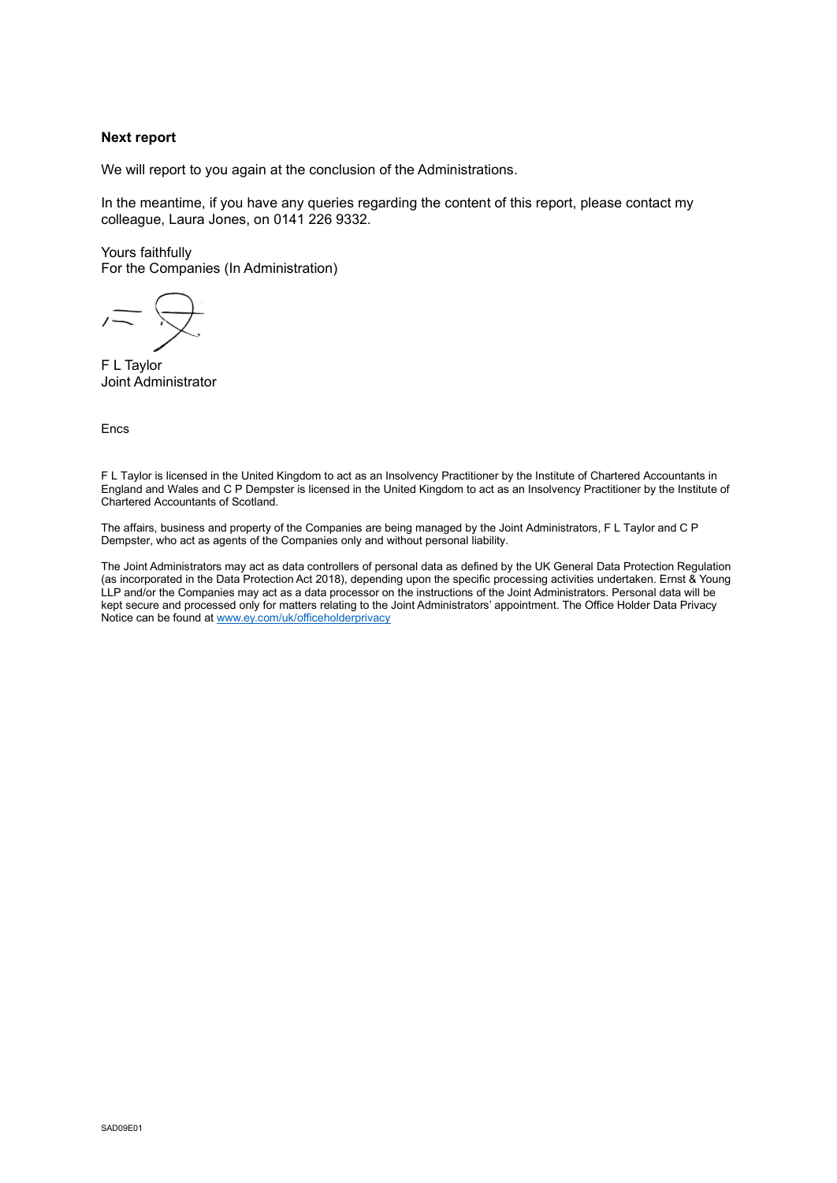**Next report**

We will report to you again at the conclusion of the Administrations.

In the meantime, if you have any queries regarding the content of this report, please contact my colleague, Laura Jones, on 0141 226 9332.

Yours faithfully
For the Companies (In Administration)

F L Taylor
Joint Administrator

Encs

F L Taylor is licensed in the United Kingdom to act as an Insolvency Practitioner by the Institute of Chartered Accountants in England and Wales and C P Dempster is licensed in the United Kingdom to act as an Insolvency Practitioner by the Institute of Chartered Accountants of Scotland.

The affairs, business and property of the Companies are being managed by the Joint Administrators, F L Taylor and C P Dempster, who act as agents of the Companies only and without personal liability.

The Joint Administrators may act as data controllers of personal data as defined by the UK General Data Protection Regulation (as incorporated in the Data Protection Act 2018), depending upon the specific processing activities undertaken. Ernst & Young LLP and/or the Companies may act as a data processor on the instructions of the Joint Administrators. Personal data will be kept secure and processed only for matters relating to the Joint Administrators' appointment. The Office Holder Data Privacy Notice can be found at www.ey.com/uk/officeholderprivacy

SAD09E01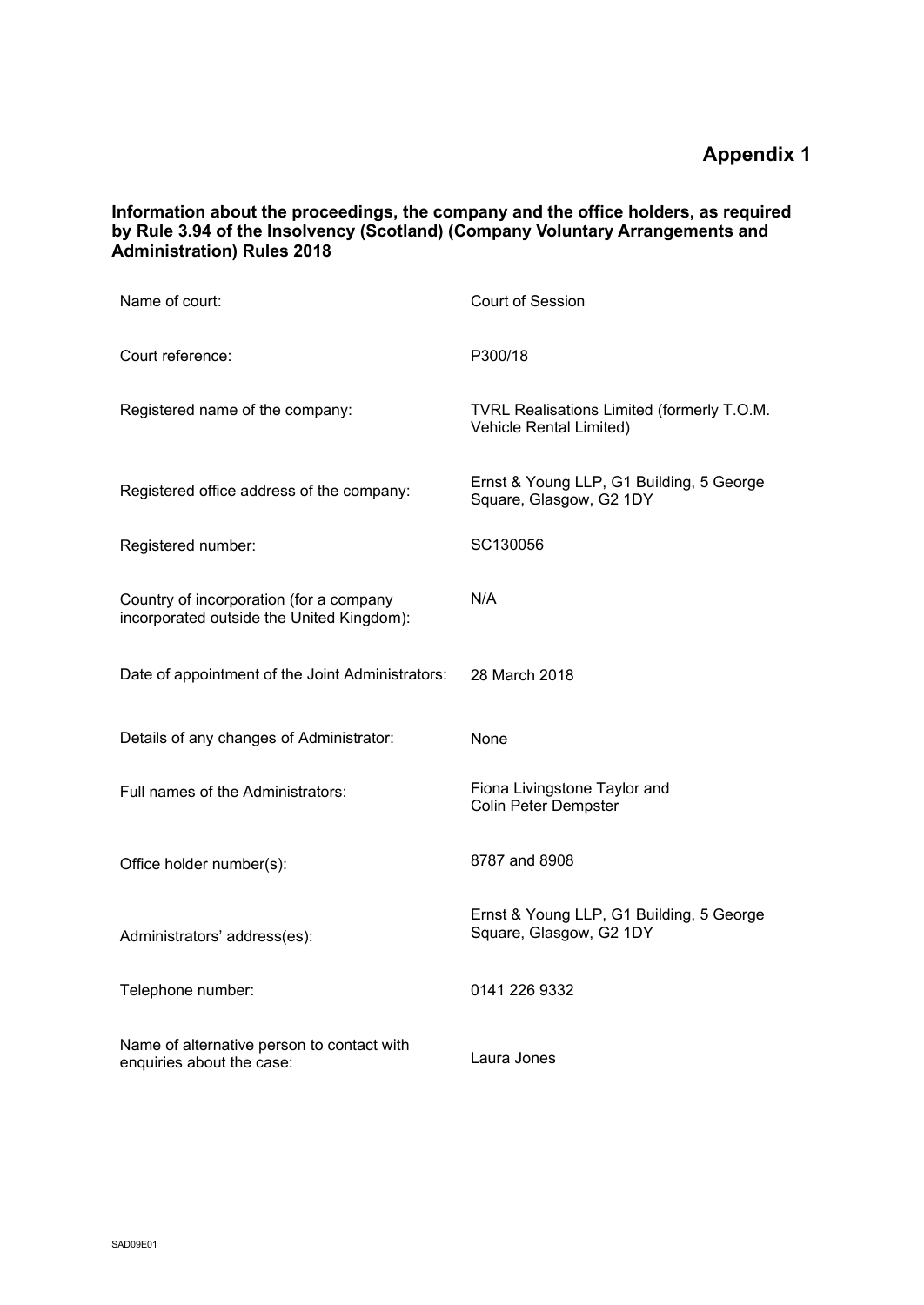# Appendix 1

**Information about the proceedings, the company and the office holders, as required by Rule 3.94 of the Insolvency (Scotland) (Company Voluntary Arrangements and Administration) Rules 2018**

| | |
|---|---|
| Name of court: | Court of Session |
| Court reference: | P300/18 |
| Registered name of the company: | TVRL Realisations Limited (formerly T.O.M. Vehicle Rental Limited) |
| Registered office address of the company: | Ernst & Young LLP, G1 Building, 5 George Square, Glasgow, G2 1DY |
| Registered number: | SC130056 |
| Country of incorporation (for a company incorporated outside the United Kingdom): | N/A |
| Date of appointment of the Joint Administrators: | 28 March 2018 |
| Details of any changes of Administrator: | None |
| Full names of the Administrators: | Fiona Livingstone Taylor and Colin Peter Dempster |
| Office holder number(s): | 8787 and 8908 |
| Administrators' address(es): | Ernst & Young LLP, G1 Building, 5 George Square, Glasgow, G2 1DY |
| Telephone number: | 0141 226 9332 |
| Name of alternative person to contact with enquiries about the case: | Laura Jones |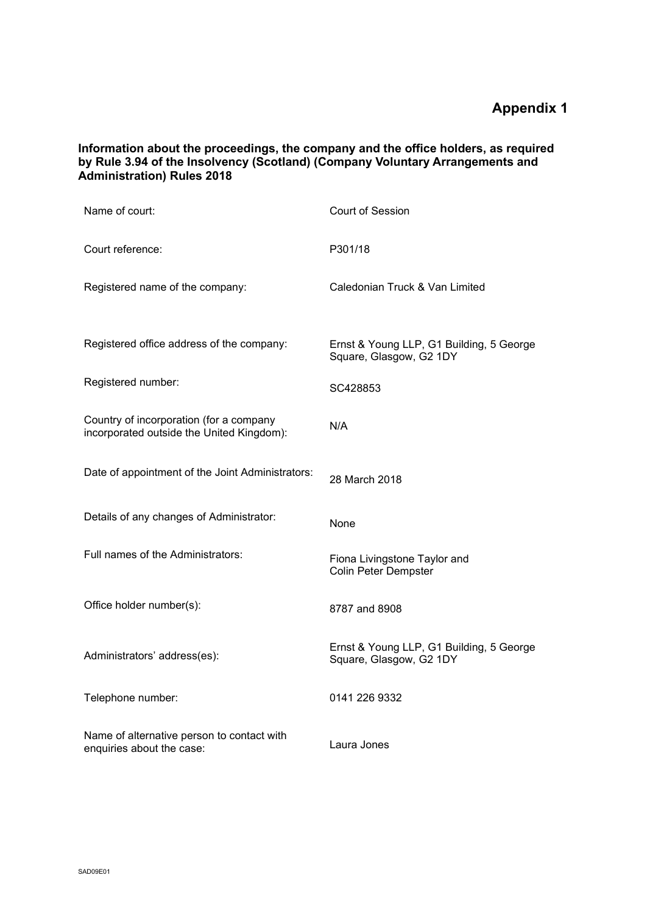# Appendix 1

**Information about the proceedings, the company and the office holders, as required by Rule 3.94 of the Insolvency (Scotland) (Company Voluntary Arrangements and Administration) Rules 2018**

| | |
|---|---|
| Name of court: | Court of Session |
| Court reference: | P301/18 |
| Registered name of the company: | Caledonian Truck & Van Limited |
| Registered office address of the company: | Ernst & Young LLP, G1 Building, 5 George Square, Glasgow, G2 1DY |
| Registered number: | SC428853 |
| Country of incorporation (for a company incorporated outside the United Kingdom): | N/A |
| Date of appointment of the Joint Administrators: | 28 March 2018 |
| Details of any changes of Administrator: | None |
| Full names of the Administrators: | Fiona Livingstone Taylor and Colin Peter Dempster |
| Office holder number(s): | 8787 and 8908 |
| Administrators' address(es): | Ernst & Young LLP, G1 Building, 5 George Square, Glasgow, G2 1DY |
| Telephone number: | 0141 226 9332 |
| Name of alternative person to contact with enquiries about the case: | Laura Jones |

SAD09E01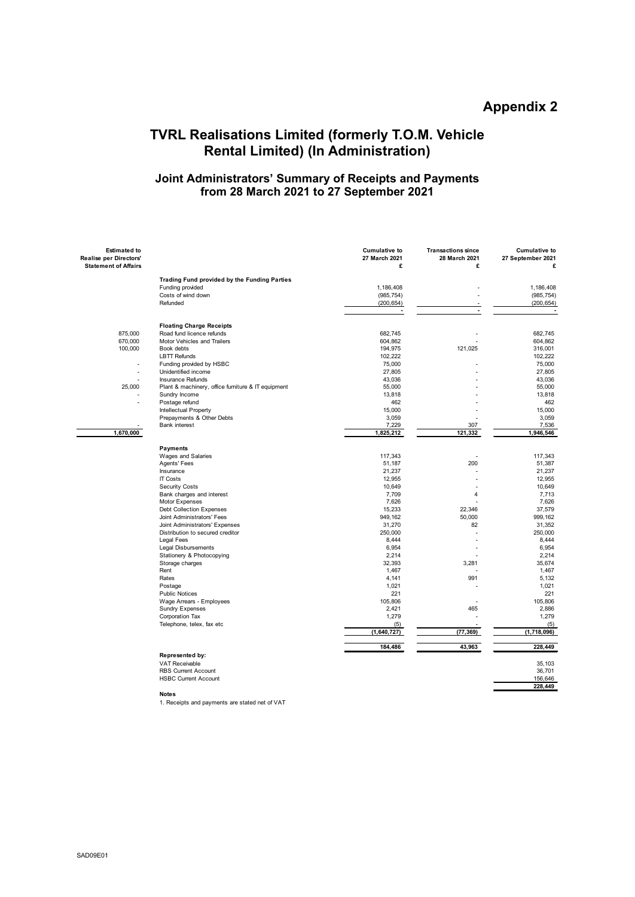# Appendix 2

## TVRL Realisations Limited (formerly T.O.M. Vehicle Rental Limited) (In Administration)

### Joint Administrators' Summary of Receipts and Payments from 28 March 2021 to 27 September 2021

| Estimated to Realise per Directors' Statement of Affairs | | Cumulative to 27 March 2021 £ | Transactions since 28 March 2021 £ | Cumulative to 27 September 2021 £ |
|---|---|---|---|---|
| | **Trading Fund provided by the Funding Parties** | | | |
| | Funding provided | 1,186,408 | - | 1,186,408 |
| | Costs of wind down | (985,754) | - | (985,754) |
| | Refunded | (200,654) | - | (200,654) |
| | | - | - | - |
| | **Floating Charge Receipts** | | | |
| 875,000 | Road fund licence refunds | 682,745 | - | 682,745 |
| 670,000 | Motor Vehicles and Trailers | 604,862 | - | 604,862 |
| 100,000 | Book debts | 194,975 | 121,025 | 316,001 |
| | LBTT Refunds | 102,222 | | 102,222 |
| - | Funding provided by HSBC | 75,000 | - | 75,000 |
| - | Unidentified income | 27,805 | - | 27,805 |
| - | Insurance Refunds | 43,036 | - | 43,036 |
| 25,000 | Plant & machinery, office furniture & IT equipment | 55,000 | - | 55,000 |
| - | Sundry Income | 13,818 | - | 13,818 |
| - | Postage refund | 462 | - | 462 |
| | Intellectual Property | 15,000 | - | 15,000 |
| | Prepayments & Other Debts | 3,059 | - | 3,059 |
| - | Bank interest | 7,229 | 307 | 7,536 |
| **1,670,000** | | **1,825,212** | **121,332** | **1,946,546** |
| | **Payments** | | | |
| | Wages and Salaries | 117,343 | - | 117,343 |
| | Agents' Fees | 51,187 | 200 | 51,387 |
| | Insurance | 21,237 | - | 21,237 |
| | IT Costs | 12,955 | - | 12,955 |
| | Security Costs | 10,649 | - | 10,649 |
| | Bank charges and interest | 7,709 | 4 | 7,713 |
| | Motor Expenses | 7,626 | - | 7,626 |
| | Debt Collection Expenses | 15,233 | 22,346 | 37,579 |
| | Joint Administrators' Fees | 949,162 | 50,000 | 999,162 |
| | Joint Administrators' Expenses | 31,270 | 82 | 31,352 |
| | Distribution to secured creditor | 250,000 | - | 250,000 |
| | Legal Fees | 8,444 | - | 8,444 |
| | Legal Disbursements | 6,954 | - | 6,954 |
| | Stationery & Photocopying | 2,214 | - | 2,214 |
| | Storage charges | 32,393 | 3,281 | 35,674 |
| | Rent | 1,467 | - | 1,467 |
| | Rates | 4,141 | 991 | 5,132 |
| | Postage | 1,021 | - | 1,021 |
| | Public Notices | 221 | | 221 |
| | Wage Arrears - Employees | 105,806 | - | 105,806 |
| | Sundry Expenses | 2,421 | 465 | 2,886 |
| | Corporation Tax | 1,279 | - | 1,279 |
| | Telephone, telex, fax etc | (5) | - | (5) |
| | | **(1,640,727)** | **(77,369)** | **(1,718,096)** |
| | | **184,486** | **43,963** | **228,449** |
| | **Represented by:** | | | |
| | VAT Receivable | | | 35,103 |
| | RBS Current Account | | | 36,701 |
| | HSBC Current Account | | | 156,646 |
| | | | | **228,449** |

**Notes**

1. Receipts and payments are stated net of VAT

SAD09E01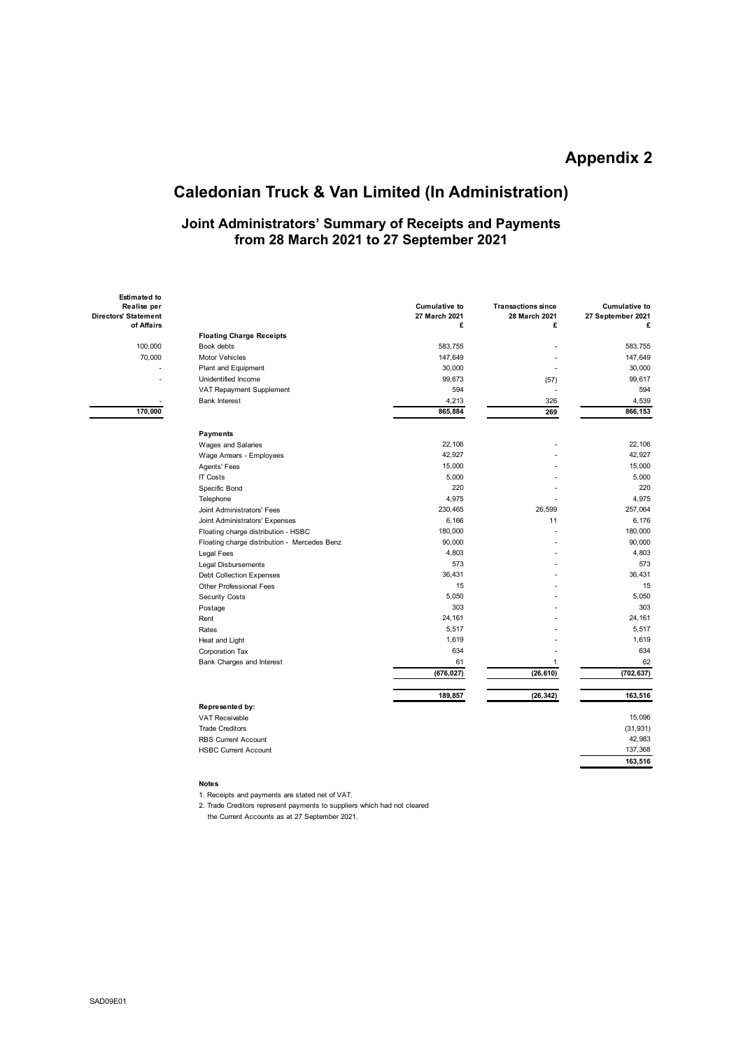# Appendix 2

## Caledonian Truck & Van Limited (In Administration)

### Joint Administrators' Summary of Receipts and Payments from 28 March 2021 to 27 September 2021

| Estimated to Realise per Directors' Statement of Affairs | | Cumulative to 27 March 2021 £ | Transactions since 28 March 2021 £ | Cumulative to 27 September 2021 £ |
|---|---|---|---|---|
| | **Floating Charge Receipts** | | | |
| 100,000 | Book debts | 583,755 | - | 583,755 |
| 70,000 | Motor Vehicles | 147,649 | - | 147,649 |
| - | Plant and Equipment | 30,000 | - | 30,000 |
| - | Unidentified Income | 99,673 | (57) | 99,617 |
| | VAT Repayment Supplement | 594 | - | 594 |
| - | Bank Interest | 4,213 | 326 | 4,539 |
| **170,000** | | **865,884** | **269** | **866,153** |
| | **Payments** | | | |
| | Wages and Salaries | 22,106 | - | 22,106 |
| | Wage Arrears - Employees | 42,927 | - | 42,927 |
| | Agents' Fees | 15,000 | - | 15,000 |
| | IT Costs | 5,000 | - | 5,000 |
| | Specific Bond | 220 | - | 220 |
| | Telephone | 4,975 | - | 4,975 |
| | Joint Administrators' Fees | 230,465 | 26,599 | 257,064 |
| | Joint Administrators' Expenses | 6,166 | 11 | 6,176 |
| | Floating charge distribution - HSBC | 180,000 | - | 180,000 |
| | Floating charge distribution - Mercedes Benz | 90,000 | - | 90,000 |
| | Legal Fees | 4,803 | - | 4,803 |
| | Legal Disbursements | 573 | - | 573 |
| | Debt Collection Expenses | 36,431 | - | 36,431 |
| | Other Professional Fees | 15 | - | 15 |
| | Security Costs | 5,050 | - | 5,050 |
| | Postage | 303 | - | 303 |
| | Rent | 24,161 | - | 24,161 |
| | Rates | 5,517 | - | 5,517 |
| | Heat and Light | 1,619 | - | 1,619 |
| | Corporation Tax | 634 | - | 634 |
| | Bank Charges and Interest | 61 | 1 | 62 |
| | | **(676,027)** | **(26,610)** | **(702,637)** |
| | | **189,857** | **(26,342)** | **163,516** |
| | **Represented by:** | | | |
| | VAT Receivable | | | 15,096 |
| | Trade Creditors | | | (31,931) |
| | RBS Current Account | | | 42,983 |
| | HSBC Current Account | | | 137,368 |
| | | | | **163,516** |

**Notes**

1. Receipts and payments are stated net of VAT.
2. Trade Creditors represent payments to suppliers which had not cleared the Current Accounts as at 27 September 2021.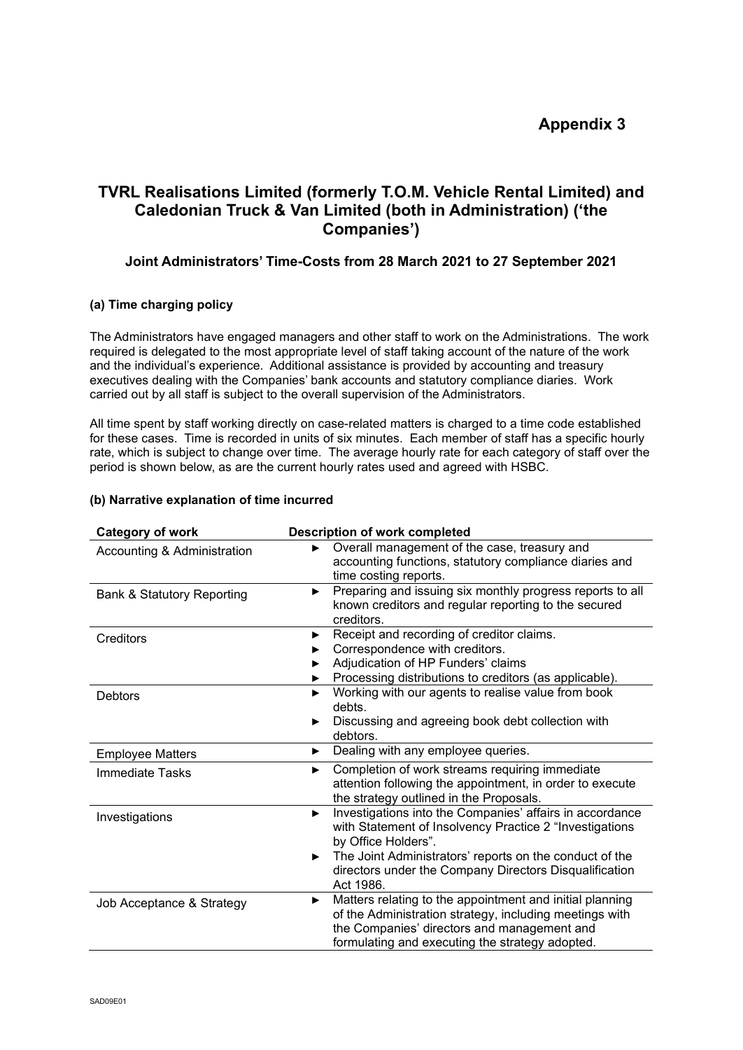# Appendix 3

## TVRL Realisations Limited (formerly T.O.M. Vehicle Rental Limited) and Caledonian Truck & Van Limited (both in Administration) ('the Companies')

### Joint Administrators' Time-Costs from 28 March 2021 to 27 September 2021

**(a) Time charging policy**

The Administrators have engaged managers and other staff to work on the Administrations. The work required is delegated to the most appropriate level of staff taking account of the nature of the work and the individual's experience. Additional assistance is provided by accounting and treasury executives dealing with the Companies' bank accounts and statutory compliance diaries. Work carried out by all staff is subject to the overall supervision of the Administrators.

All time spent by staff working directly on case-related matters is charged to a time code established for these cases. Time is recorded in units of six minutes. Each member of staff has a specific hourly rate, which is subject to change over time. The average hourly rate for each category of staff over the period is shown below, as are the current hourly rates used and agreed with HSBC.

**(b) Narrative explanation of time incurred**

| Category of work | Description of work completed |
|---|---|
| Accounting & Administration | ► Overall management of the case, treasury and accounting functions, statutory compliance diaries and time costing reports. |
| Bank & Statutory Reporting | ► Preparing and issuing six monthly progress reports to all known creditors and regular reporting to the secured creditors. |
| Creditors | ► Receipt and recording of creditor claims.<br>► Correspondence with creditors.<br>► Adjudication of HP Funders' claims<br>► Processing distributions to creditors (as applicable). |
| Debtors | ► Working with our agents to realise value from book debts.<br>► Discussing and agreeing book debt collection with debtors. |
| Employee Matters | ► Dealing with any employee queries. |
| Immediate Tasks | ► Completion of work streams requiring immediate attention following the appointment, in order to execute the strategy outlined in the Proposals. |
| Investigations | ► Investigations into the Companies' affairs in accordance with Statement of Insolvency Practice 2 "Investigations by Office Holders".<br>► The Joint Administrators' reports on the conduct of the directors under the Company Directors Disqualification Act 1986. |
| Job Acceptance & Strategy | ► Matters relating to the appointment and initial planning of the Administration strategy, including meetings with the Companies' directors and management and formulating and executing the strategy adopted. |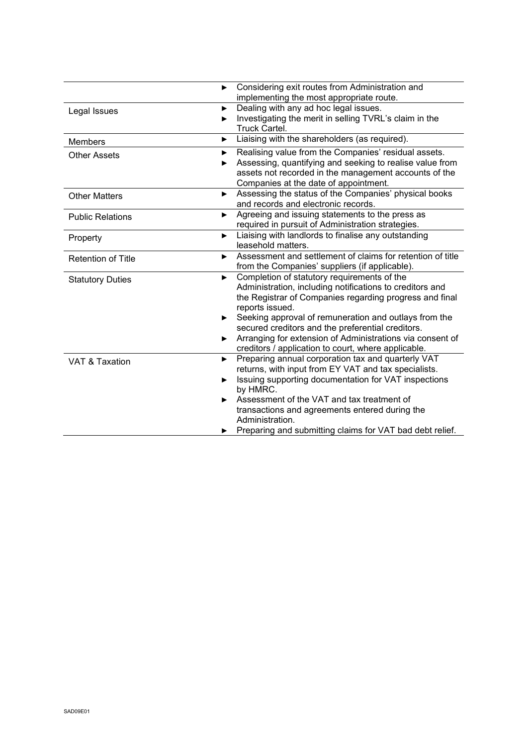| | |
|---|---|
| | ► Considering exit routes from Administration and implementing the most appropriate route. |
| Legal Issues | ► Dealing with any ad hoc legal issues.<br>► Investigating the merit in selling TVRL's claim in the Truck Cartel. |
| Members | ► Liaising with the shareholders (as required). |
| Other Assets | ► Realising value from the Companies' residual assets.<br>► Assessing, quantifying and seeking to realise value from assets not recorded in the management accounts of the Companies at the date of appointment. |
| Other Matters | ► Assessing the status of the Companies' physical books and records and electronic records. |
| Public Relations | ► Agreeing and issuing statements to the press as required in pursuit of Administration strategies. |
| Property | ► Liaising with landlords to finalise any outstanding leasehold matters. |
| Retention of Title | ► Assessment and settlement of claims for retention of title from the Companies' suppliers (if applicable). |
| Statutory Duties | ► Completion of statutory requirements of the Administration, including notifications to creditors and the Registrar of Companies regarding progress and final reports issued.<br>► Seeking approval of remuneration and outlays from the secured creditors and the preferential creditors.<br>► Arranging for extension of Administrations via consent of creditors / application to court, where applicable. |
| VAT & Taxation | ► Preparing annual corporation tax and quarterly VAT returns, with input from EY VAT and tax specialists.<br>► Issuing supporting documentation for VAT inspections by HMRC.<br>► Assessment of the VAT and tax treatment of transactions and agreements entered during the Administration.<br>► Preparing and submitting claims for VAT bad debt relief. |

SAD09E01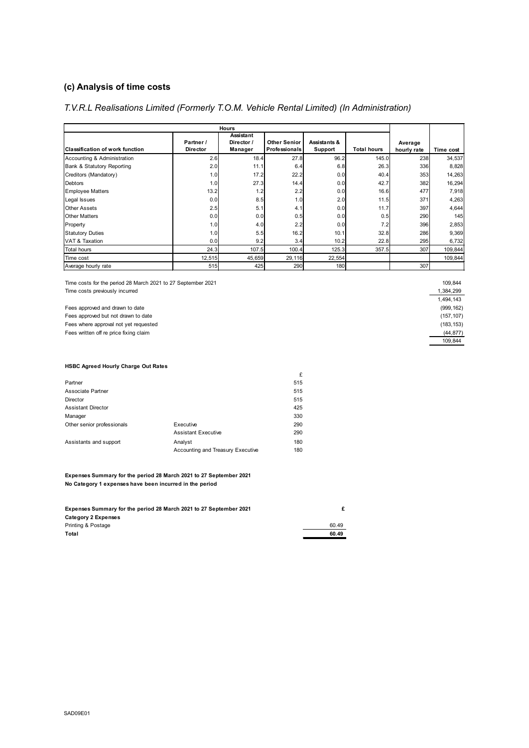## (c) Analysis of time costs

*T.V.R.L Realisations Limited (Formerly T.O.M. Vehicle Rental Limited) (In Administration)*

| | Hours | | | | | | |
|---|---|---|---|---|---|---|---|
| **Classification of work function** | **Partner / Director** | **Assistant Director / Manager** | **Other Senior Professionals** | **Assistants & Support** | **Total hours** | **Average hourly rate** | **Time cost** |
| Accounting & Administration | 2.6 | 18.4 | 27.8 | 96.2 | 145.0 | 238 | 34,537 |
| Bank & Statutory Reporting | 2.0 | 11.1 | 6.4 | 6.8 | 26.3 | 336 | 8,828 |
| Creditors (Mandatory) | 1.0 | 17.2 | 22.2 | 0.0 | 40.4 | 353 | 14,263 |
| Debtors | 1.0 | 27.3 | 14.4 | 0.0 | 42.7 | 382 | 16,294 |
| Employee Matters | 13.2 | 1.2 | 2.2 | 0.0 | 16.6 | 477 | 7,918 |
| Legal Issues | 0.0 | 8.5 | 1.0 | 2.0 | 11.5 | 371 | 4,263 |
| Other Assets | 2.5 | 5.1 | 4.1 | 0.0 | 11.7 | 397 | 4,644 |
| Other Matters | 0.0 | 0.0 | 0.5 | 0.0 | 0.5 | 290 | 145 |
| Property | 1.0 | 4.0 | 2.2 | 0.0 | 7.2 | 396 | 2,853 |
| Statutory Duties | 1.0 | 5.5 | 16.2 | 10.1 | 32.8 | 286 | 9,369 |
| VAT & Taxation | 0.0 | 9.2 | 3.4 | 10.2 | 22.8 | 295 | 6,732 |
| Total hours | 24.3 | 107.5 | 100.4 | 125.3 | 357.5 | 307 | 109,844 |
| Time cost | 12,515 | 45,659 | 29,116 | 22,554 | | | 109,844 |
| Average hourly rate | 515 | 425 | 290 | 180 | | 307 | |

| | |
|---|---|
| Time costs for the period 28 March 2021 to 27 September 2021 | 109,844 |
| Time costs previously incurred | 1,384,299 |
| | 1,494,143 |
| Fees approved and drawn to date | (999,162) |
| Fees approved but not drawn to date | (157,107) |
| Fees where approval not yet requested | (183,153) |
| Fees written off re price fixing claim | (44,877) |
| | 109,844 |

**HSBC Agreed Hourly Charge Out Rates**

| | | £ |
|---|---|---|
| Partner | | 515 |
| Associate Partner | | 515 |
| Director | | 515 |
| Assistant Director | | 425 |
| Manager | | 330 |
| Other senior professionals | Executive | 290 |
| | Assistant Executive | 290 |
| Assistants and support | Analyst | 180 |
| | Accounting and Treasury Executive | 180 |

**Expenses Summary for the period 28 March 2021 to 27 September 2021**
**No Category 1 expenses have been incurred in the period**

| **Expenses Summary for the period 28 March 2021 to 27 September 2021** | **£** |
|---|---|
| **Category 2 Expenses** | |
| Printing & Postage | 60.49 |
| **Total** | **60.49** |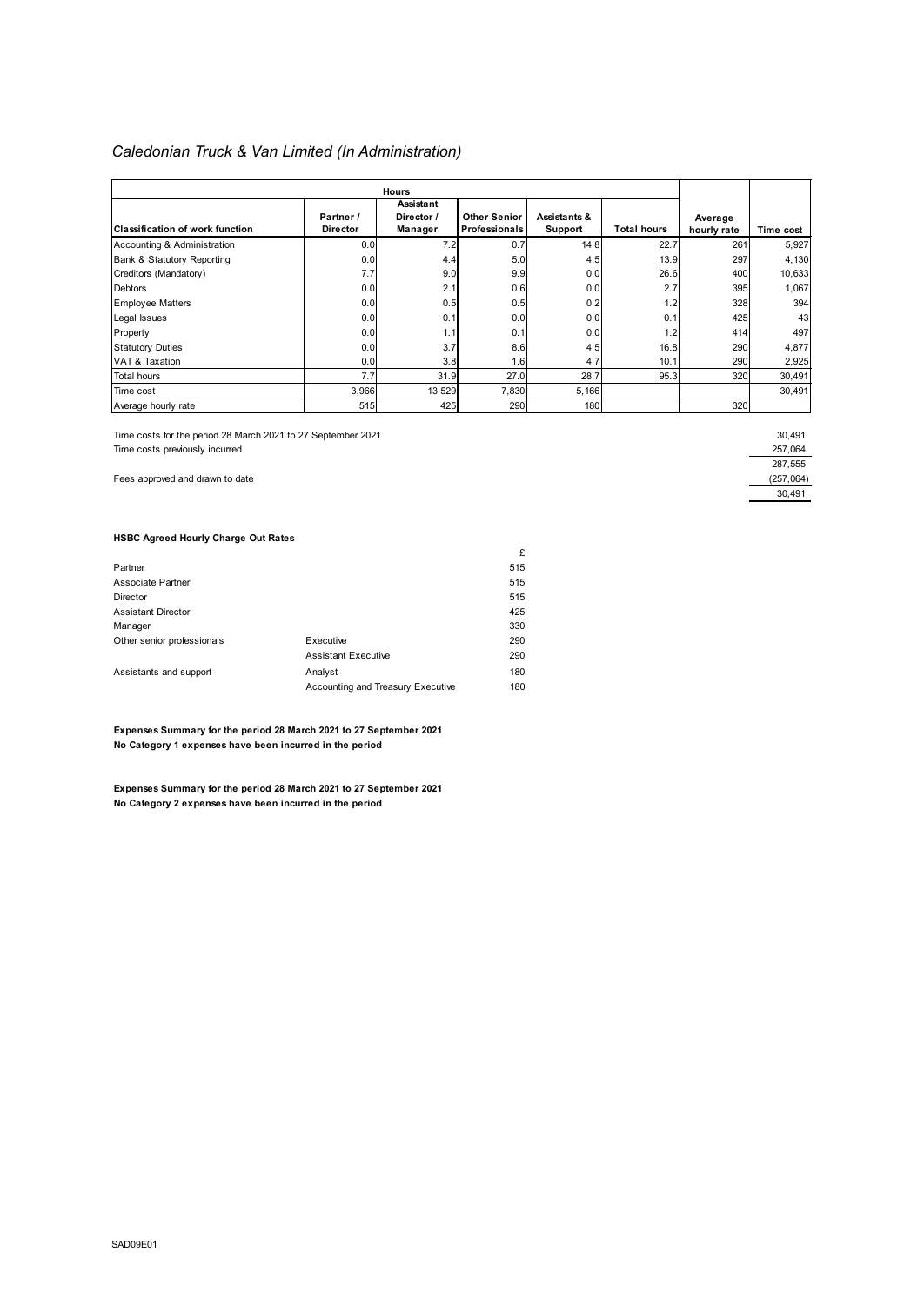*Caledonian Truck & Van Limited (In Administration)*

| | Hours | | | | | | |
|---|---|---|---|---|---|---|---|
| **Classification of work function** | **Partner / Director** | **Assistant Director / Manager** | **Other Senior Professionals** | **Assistants & Support** | **Total hours** | **Average hourly rate** | **Time cost** |
| Accounting & Administration | 0.0 | 7.2 | 0.7 | 14.8 | 22.7 | 261 | 5,927 |
| Bank & Statutory Reporting | 0.0 | 4.4 | 5.0 | 4.5 | 13.9 | 297 | 4,130 |
| Creditors (Mandatory) | 7.7 | 9.0 | 9.9 | 0.0 | 26.6 | 400 | 10,633 |
| Debtors | 0.0 | 2.1 | 0.6 | 0.0 | 2.7 | 395 | 1,067 |
| Employee Matters | 0.0 | 0.5 | 0.5 | 0.2 | 1.2 | 328 | 394 |
| Legal Issues | 0.0 | 0.1 | 0.0 | 0.0 | 0.1 | 425 | 43 |
| Property | 0.0 | 1.1 | 0.1 | 0.0 | 1.2 | 414 | 497 |
| Statutory Duties | 0.0 | 3.7 | 8.6 | 4.5 | 16.8 | 290 | 4,877 |
| VAT & Taxation | 0.0 | 3.8 | 1.6 | 4.7 | 10.1 | 290 | 2,925 |
| Total hours | 7.7 | 31.9 | 27.0 | 28.7 | 95.3 | 320 | 30,491 |
| Time cost | 3,966 | 13,529 | 7,830 | 5,166 | | | 30,491 |
| Average hourly rate | 515 | 425 | 290 | 180 | | 320 | |

| | |
|---|---|
| Time costs for the period 28 March 2021 to 27 September 2021 | 30,491 |
| Time costs previously incurred | 257,064 |
| | 287,555 |
| Fees approved and drawn to date | (257,064) |
| | 30,491 |

**HSBC Agreed Hourly Charge Out Rates**

| | | £ |
|---|---|---|
| Partner | | 515 |
| Associate Partner | | 515 |
| Director | | 515 |
| Assistant Director | | 425 |
| Manager | | 330 |
| Other senior professionals | Executive | 290 |
| | Assistant Executive | 290 |
| Assistants and support | Analyst | 180 |
| | Accounting and Treasury Executive | 180 |

**Expenses Summary for the period 28 March 2021 to 27 September 2021**
**No Category 1 expenses have been incurred in the period**

**Expenses Summary for the period 28 March 2021 to 27 September 2021**
**No Category 2 expenses have been incurred in the period**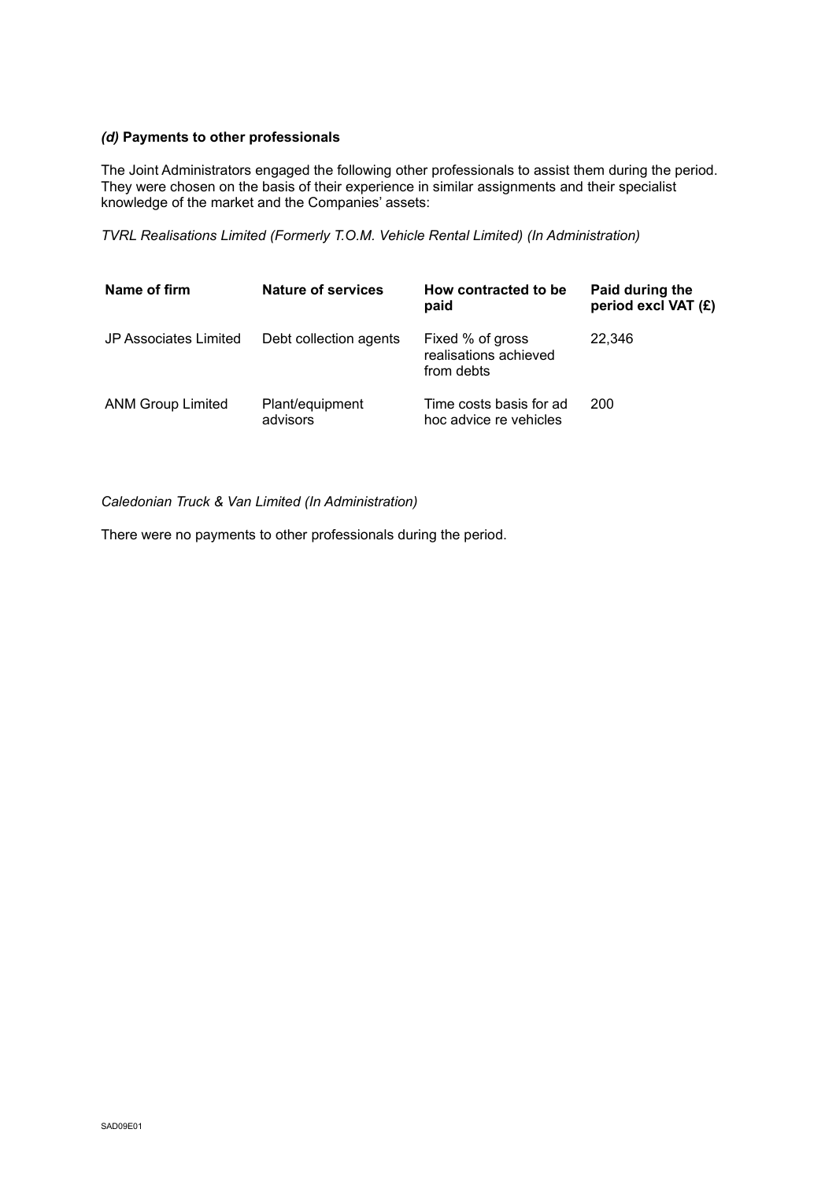### *(d)* **Payments to other professionals**

The Joint Administrators engaged the following other professionals to assist them during the period. They were chosen on the basis of their experience in similar assignments and their specialist knowledge of the market and the Companies' assets:

*TVRL Realisations Limited (Formerly T.O.M. Vehicle Rental Limited) (In Administration)*

| Name of firm | Nature of services | How contracted to be paid | Paid during the period excl VAT (£) |
| --- | --- | --- | --- |
| JP Associates Limited | Debt collection agents | Fixed % of gross realisations achieved from debts | 22,346 |
| ANM Group Limited | Plant/equipment advisors | Time costs basis for ad hoc advice re vehicles | 200 |

*Caledonian Truck & Van Limited (In Administration)*

There were no payments to other professionals during the period.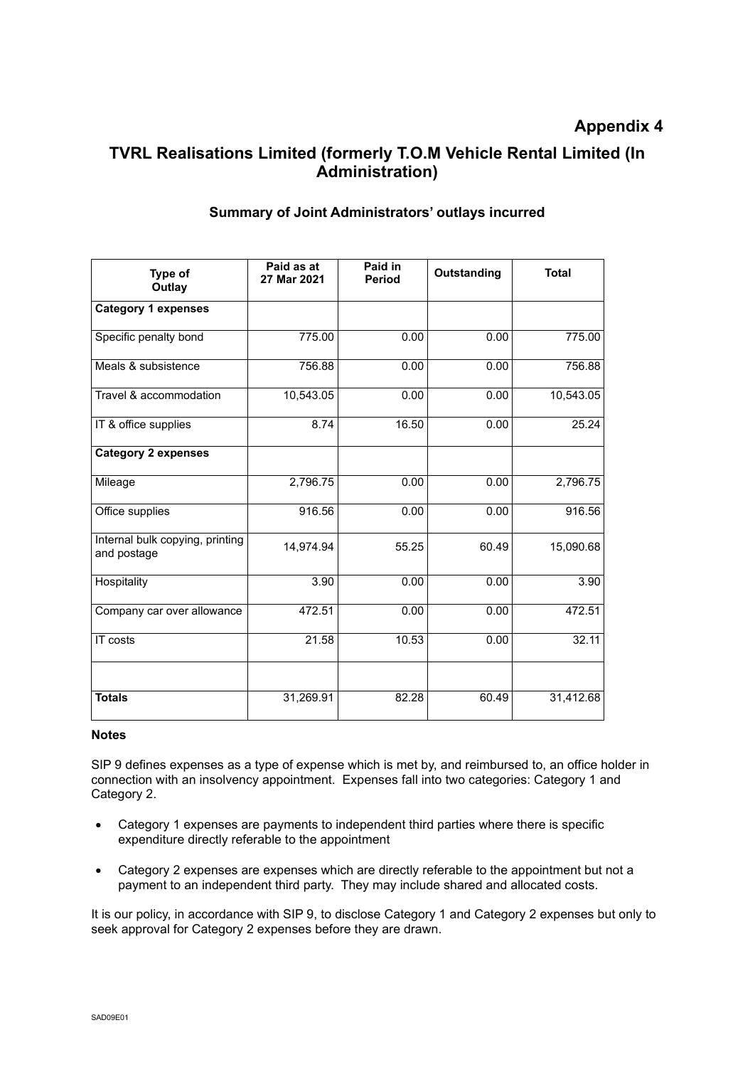# Appendix 4

## TVRL Realisations Limited (formerly T.O.M Vehicle Rental Limited (In Administration)

### Summary of Joint Administrators' outlays incurred

| Type of Outlay | Paid as at 27 Mar 2021 | Paid in Period | Outstanding | Total |
|---|---|---|---|---|
| **Category 1 expenses** | | | | |
| Specific penalty bond | 775.00 | 0.00 | 0.00 | 775.00 |
| Meals & subsistence | 756.88 | 0.00 | 0.00 | 756.88 |
| Travel & accommodation | 10,543.05 | 0.00 | 0.00 | 10,543.05 |
| IT & office supplies | 8.74 | 16.50 | 0.00 | 25.24 |
| **Category 2 expenses** | | | | |
| Mileage | 2,796.75 | 0.00 | 0.00 | 2,796.75 |
| Office supplies | 916.56 | 0.00 | 0.00 | 916.56 |
| Internal bulk copying, printing and postage | 14,974.94 | 55.25 | 60.49 | 15,090.68 |
| Hospitality | 3.90 | 0.00 | 0.00 | 3.90 |
| Company car over allowance | 472.51 | 0.00 | 0.00 | 472.51 |
| IT costs | 21.58 | 10.53 | 0.00 | 32.11 |
| | | | | |
| **Totals** | 31,269.91 | 82.28 | 60.49 | 31,412.68 |

**Notes**

SIP 9 defines expenses as a type of expense which is met by, and reimbursed to, an office holder in connection with an insolvency appointment. Expenses fall into two categories: Category 1 and Category 2.

- Category 1 expenses are payments to independent third parties where there is specific expenditure directly referable to the appointment
- Category 2 expenses are expenses which are directly referable to the appointment but not a payment to an independent third party. They may include shared and allocated costs.

It is our policy, in accordance with SIP 9, to disclose Category 1 and Category 2 expenses but only to seek approval for Category 2 expenses before they are drawn.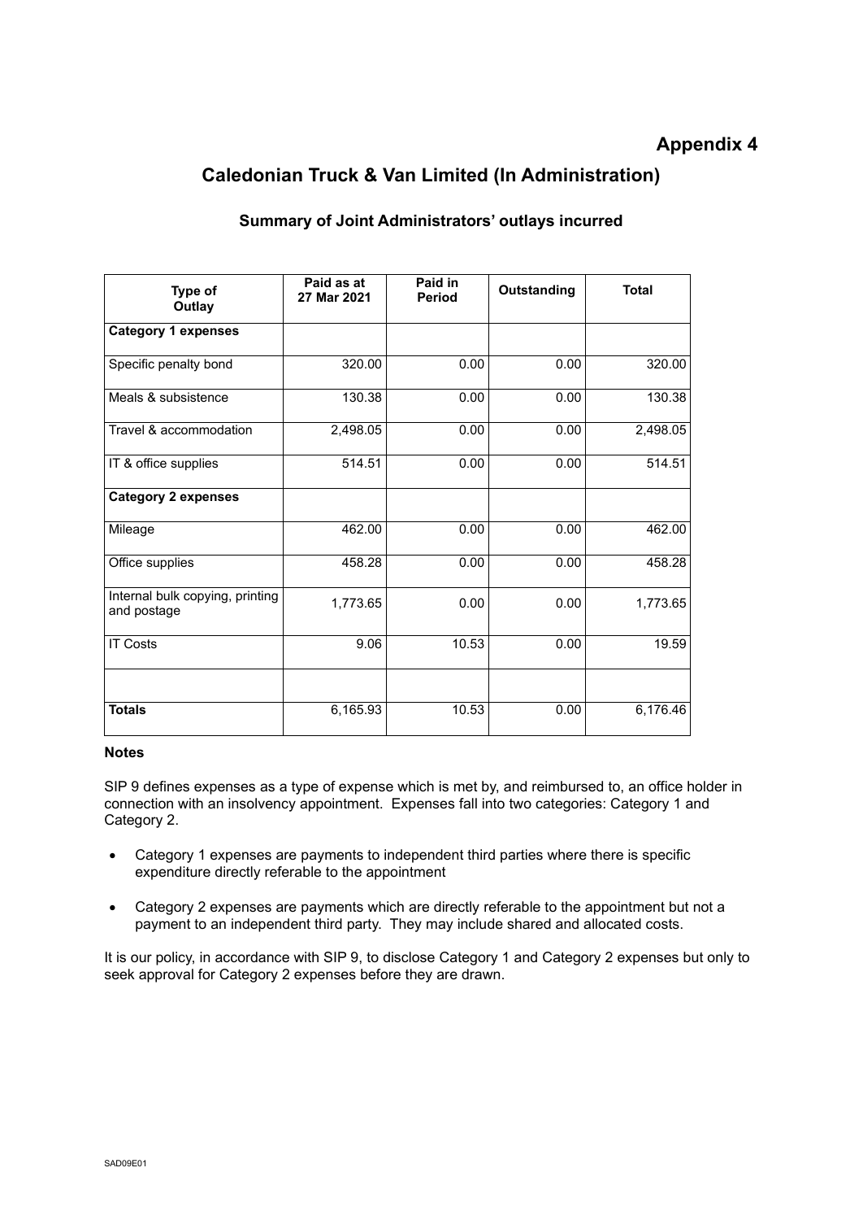# Appendix 4

## Caledonian Truck & Van Limited (In Administration)

### Summary of Joint Administrators' outlays incurred

| Type of Outlay | Paid as at 27 Mar 2021 | Paid in Period | Outstanding | Total |
|---|---|---|---|---|
| **Category 1 expenses** | | | | |
| Specific penalty bond | 320.00 | 0.00 | 0.00 | 320.00 |
| Meals & subsistence | 130.38 | 0.00 | 0.00 | 130.38 |
| Travel & accommodation | 2,498.05 | 0.00 | 0.00 | 2,498.05 |
| IT & office supplies | 514.51 | 0.00 | 0.00 | 514.51 |
| **Category 2 expenses** | | | | |
| Mileage | 462.00 | 0.00 | 0.00 | 462.00 |
| Office supplies | 458.28 | 0.00 | 0.00 | 458.28 |
| Internal bulk copying, printing and postage | 1,773.65 | 0.00 | 0.00 | 1,773.65 |
| IT Costs | 9.06 | 10.53 | 0.00 | 19.59 |
| | | | | |
| **Totals** | 6,165.93 | 10.53 | 0.00 | 6,176.46 |

**Notes**

SIP 9 defines expenses as a type of expense which is met by, and reimbursed to, an office holder in connection with an insolvency appointment. Expenses fall into two categories: Category 1 and Category 2.

- Category 1 expenses are payments to independent third parties where there is specific expenditure directly referable to the appointment
- Category 2 expenses are payments which are directly referable to the appointment but not a payment to an independent third party. They may include shared and allocated costs.

It is our policy, in accordance with SIP 9, to disclose Category 1 and Category 2 expenses but only to seek approval for Category 2 expenses before they are drawn.